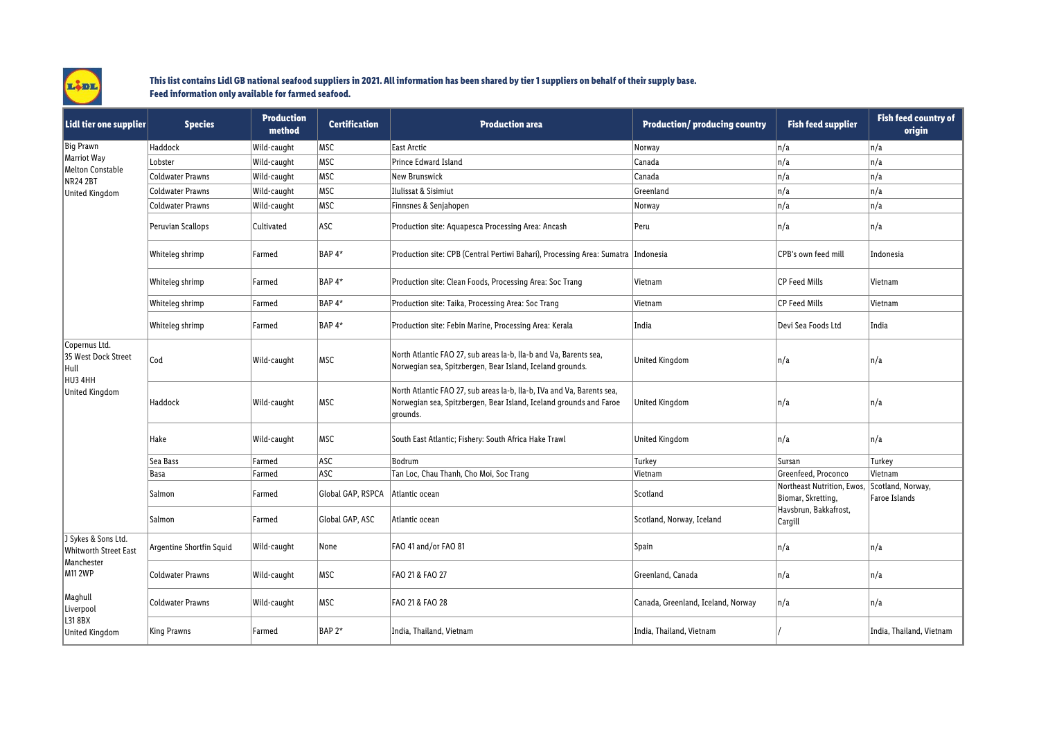**This list contains Lidl GB national seafood suppliers in 2021. All information has been shared by tier 1 suppliers on behalf of their supply base.**
**Feed information only available for farmed seafood.**

| Lidl tier one supplier | Species | Production method | Certification | Production area | Production/ producing country | Fish feed supplier | Fish feed country of origin |
|---|---|---|---|---|---|---|---|
| Big Prawn<br>Marriot Way<br>Melton Constable<br>NR24 2BT<br>United Kingdom | Haddock | Wild-caught | MSC | East Arctic | Norway | n/a | n/a |
| | Lobster | Wild-caught | MSC | Prince Edward Island | Canada | n/a | n/a |
| | Coldwater Prawns | Wild-caught | MSC | New Brunswick | Canada | n/a | n/a |
| | Coldwater Prawns | Wild-caught | MSC | Ilulissat & Sisimiut | Greenland | n/a | n/a |
| | Coldwater Prawns | Wild-caught | MSC | Finnsnes & Senjahopen | Norway | n/a | n/a |
| | Peruvian Scallops | Cultivated | ASC | Production site: Aquapesca Processing Area: Ancash | Peru | n/a | n/a |
| | Whiteleg shrimp | Farmed | BAP 4* | Production site: CPB (Central Pertiwi Bahari), Processing Area: Sumatra | Indonesia | CPB's own feed mill | Indonesia |
| | Whiteleg shrimp | Farmed | BAP 4* | Production site: Clean Foods, Processing Area: Soc Trang | Vietnam | CP Feed Mills | Vietnam |
| | Whiteleg shrimp | Farmed | BAP 4* | Production site: Taika, Processing Area: Soc Trang | Vietnam | CP Feed Mills | Vietnam |
| | Whiteleg shrimp | Farmed | BAP 4* | Production site: Febin Marine, Processing Area: Kerala | India | Devi Sea Foods Ltd | India |
| Copernus Ltd.<br>35 West Dock Street<br>Hull<br>HU3 4HH<br>United Kingdom | Cod | Wild-caught | MSC | North Atlantic FAO 27, sub areas Ia-b, IIa-b and Va, Barents sea, Norwegian sea, Spitzbergen, Bear Island, Iceland grounds. | United Kingdom | n/a | n/a |
| | Haddock | Wild-caught | MSC | North Atlantic FAO 27, sub areas Ia-b, IIa-b, IVa and Va, Barents sea, Norwegian sea, Spitzbergen, Bear Island, Iceland grounds and Faroe grounds. | United Kingdom | n/a | n/a |
| | Hake | Wild-caught | MSC | South East Atlantic; Fishery: South Africa Hake Trawl | United Kingdom | n/a | n/a |
| | Sea Bass | Farmed | ASC | Bodrum | Turkey | Sursan | Turkey |
| | Basa | Farmed | ASC | Tan Loc, Chau Thanh, Cho Moi, Soc Trang | Vietnam | Greenfeed, Proconco | Vietnam |
| | Salmon | Farmed | Global GAP, RSPCA | Atlantic ocean | Scotland | Northeast Nutrition, Ewos, Biomar, Skretting, Havsbrun, Bakkafrost, Cargill | Scotland, Norway, Faroe Islands |
| | Salmon | Farmed | Global GAP, ASC | Atlantic ocean | Scotland, Norway, Iceland | | |
| J Sykes & Sons Ltd.<br>Whitworth Street East<br>Manchester<br>M11 2WP<br><br>Maghull<br>Liverpool<br>L31 8BX<br>United Kingdom | Argentine Shortfin Squid | Wild-caught | None | FAO 41 and/or FAO 81 | Spain | n/a | n/a |
| | Coldwater Prawns | Wild-caught | MSC | FAO 21 & FAO 27 | Greenland, Canada | n/a | n/a |
| | Coldwater Prawns | Wild-caught | MSC | FAO 21 & FAO 28 | Canada, Greenland, Iceland, Norway | n/a | n/a |
| | King Prawns | Farmed | BAP 2* | India, Thailand, Vietnam | India, Thailand, Vietnam | / | India, Thailand, Vietnam |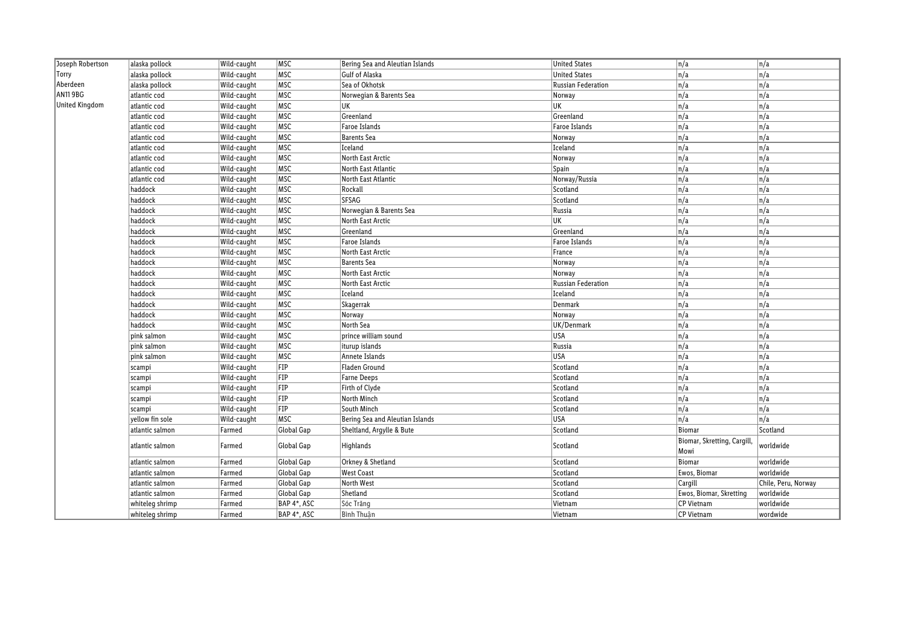| | | | | | | | |
|---|---|---|---|---|---|---|---|
| Joseph Robertson | alaska pollock | Wild-caught | MSC | Bering Sea and Aleutian Islands | United States | n/a | n/a |
| Torry | alaska pollock | Wild-caught | MSC | Gulf of Alaska | United States | n/a | n/a |
| Aberdeen | alaska pollock | Wild-caught | MSC | Sea of Okhotsk | Russian Federation | n/a | n/a |
| AN11 9BG | atlantic cod | Wild-caught | MSC | Norwegian & Barents Sea | Norway | n/a | n/a |
| United Kingdom | atlantic cod | Wild-caught | MSC | UK | UK | n/a | n/a |
| | atlantic cod | Wild-caught | MSC | Greenland | Greenland | n/a | n/a |
| | atlantic cod | Wild-caught | MSC | Faroe Islands | Faroe Islands | n/a | n/a |
| | atlantic cod | Wild-caught | MSC | Barents Sea | Norway | n/a | n/a |
| | atlantic cod | Wild-caught | MSC | Iceland | Iceland | n/a | n/a |
| | atlantic cod | Wild-caught | MSC | North East Arctic | Norway | n/a | n/a |
| | atlantic cod | Wild-caught | MSC | North East Atlantic | Spain | n/a | n/a |
| | atlantic cod | Wild-caught | MSC | North East Atlantic | Norway/Russia | n/a | n/a |
| | haddock | Wild-caught | MSC | Rockall | Scotland | n/a | n/a |
| | haddock | Wild-caught | MSC | SFSAG | Scotland | n/a | n/a |
| | haddock | Wild-caught | MSC | Norwegian & Barents Sea | Russia | n/a | n/a |
| | haddock | Wild-caught | MSC | North East Arctic | UK | n/a | n/a |
| | haddock | Wild-caught | MSC | Greenland | Greenland | n/a | n/a |
| | haddock | Wild-caught | MSC | Faroe Islands | Faroe Islands | n/a | n/a |
| | haddock | Wild-caught | MSC | North East Arctic | France | n/a | n/a |
| | haddock | Wild-caught | MSC | Barents Sea | Norway | n/a | n/a |
| | haddock | Wild-caught | MSC | North East Arctic | Norway | n/a | n/a |
| | haddock | Wild-caught | MSC | North East Arctic | Russian Federation | n/a | n/a |
| | haddock | Wild-caught | MSC | Iceland | Iceland | n/a | n/a |
| | haddock | Wild-caught | MSC | Skagerrak | Denmark | n/a | n/a |
| | haddock | Wild-caught | MSC | Norway | Norway | n/a | n/a |
| | haddock | Wild-caught | MSC | North Sea | UK/Denmark | n/a | n/a |
| | pink salmon | Wild-caught | MSC | prince william sound | USA | n/a | n/a |
| | pink salmon | Wild-caught | MSC | iturup islands | Russia | n/a | n/a |
| | pink salmon | Wild-caught | MSC | Annete Islands | USA | n/a | n/a |
| | scampi | Wild-caught | FIP | Fladen Ground | Scotland | n/a | n/a |
| | scampi | Wild-caught | FIP | Farne Deeps | Scotland | n/a | n/a |
| | scampi | Wild-caught | FIP | Firth of Clyde | Scotland | n/a | n/a |
| | scampi | Wild-caught | FIP | North Minch | Scotland | n/a | n/a |
| | scampi | Wild-caught | FIP | South Minch | Scotland | n/a | n/a |
| | yellow fin sole | Wild-caught | MSC | Bering Sea and Aleutian Islands | USA | n/a | n/a |
| | atlantic salmon | Farmed | Global Gap | Sheltland, Argylle & Bute | Scotland | Biomar | Scotland |
| | atlantic salmon | Farmed | Global Gap | Highlands | Scotland | Biomar, Skretting, Cargill, Mowi | worldwide |
| | atlantic salmon | Farmed | Global Gap | Orkney & Shetland | Scotland | Biomar | worldwide |
| | atlantic salmon | Farmed | Global Gap | West Coast | Scotland | Ewos, Biomar | worldwide |
| | atlantic salmon | Farmed | Global Gap | North West | Scotland | Cargill | Chile, Peru, Norway |
| | atlantic salmon | Farmed | Global Gap | Shetland | Scotland | Ewos, Biomar, Skretting | worldwide |
| | whiteleg shrimp | Farmed | BAP 4*, ASC | Sóc Trăng | Vietnam | CP Vietnam | worldwide |
| | whiteleg shrimp | Farmed | BAP 4*, ASC | Bình Thuận | Vietnam | CP Vietnam | wordwide |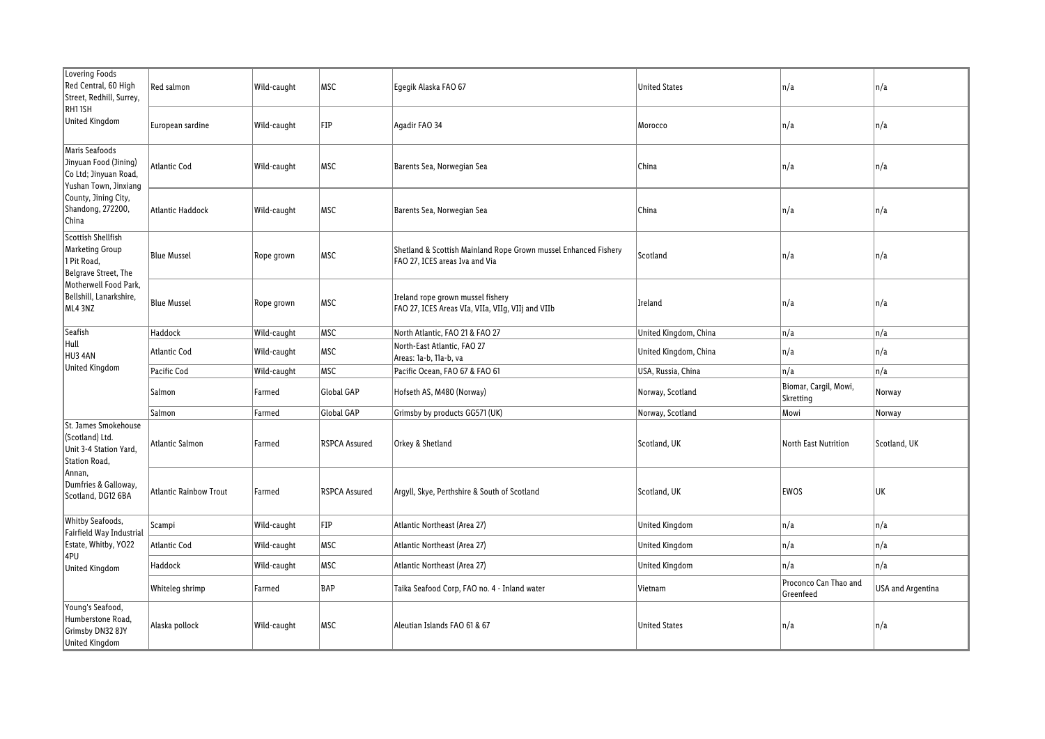| | | | | | | | |
|---|---|---|---|---|---|---|---|
| Lovering Foods Red Central, 60 High Street, Redhill, Surrey, RH1 1SH United Kingdom | Red salmon | Wild-caught | MSC | Egegik Alaska FAO 67 | United States | n/a | n/a |
| | European sardine | Wild-caught | FIP | Agadir FAO 34 | Morocco | n/a | n/a |
| Maris Seafoods Jinyuan Food (Jining) Co Ltd; Jinyuan Road, Yushan Town, Jinxiang County, Jining City, Shandong, 272200, China | Atlantic Cod | Wild-caught | MSC | Barents Sea, Norwegian Sea | China | n/a | n/a |
| | Atlantic Haddock | Wild-caught | MSC | Barents Sea, Norwegian Sea | China | n/a | n/a |
| Scottish Shellfish Marketing Group 1 Pit Road, Belgrave Street, The Motherwell Food Park, Bellshill, Lanarkshire, ML4 3NZ | Blue Mussel | Rope grown | MSC | Shetland & Scottish Mainland Rope Grown mussel Enhanced Fishery FAO 27, ICES areas Iva and Via | Scotland | n/a | n/a |
| | Blue Mussel | Rope grown | MSC | Ireland rope grown mussel fishery FAO 27, ICES Areas VIa, VIIa, VIIg, VIIj and VIIb | Ireland | n/a | n/a |
| Seafish Hull HU3 4AN United Kingdom | Haddock | Wild-caught | MSC | North Atlantic, FAO 21 & FAO 27 | United Kingdom, China | n/a | n/a |
| | Atlantic Cod | Wild-caught | MSC | North-East Atlantic, FAO 27 Areas: 1a-b, 11a-b, va | United Kingdom, China | n/a | n/a |
| | Pacific Cod | Wild-caught | MSC | Pacific Ocean, FAO 67 & FAO 61 | USA, Russia, China | n/a | n/a |
| | Salmon | Farmed | Global GAP | Hofseth AS, M480 (Norway) | Norway, Scotland | Biomar, Cargil, Mowi, Skretting | Norway |
| | Salmon | Farmed | Global GAP | Grimsby by products GG571 (UK) | Norway, Scotland | Mowi | Norway |
| St. James Smokehouse (Scotland) Ltd. Unit 3-4 Station Yard, Station Road, Annan, Dumfries & Galloway, Scotland, DG12 6BA | Atlantic Salmon | Farmed | RSPCA Assured | Orkey & Shetland | Scotland, UK | North East Nutrition | Scotland, UK |
| | Atlantic Rainbow Trout | Farmed | RSPCA Assured | Argyll, Skye, Perthshire & South of Scotland | Scotland, UK | EWOS | UK |
| Whitby Seafoods, Fairfield Way Industrial Estate, Whitby, YO22 4PU United Kingdom | Scampi | Wild-caught | FIP | Atlantic Northeast (Area 27) | United Kingdom | n/a | n/a |
| | Atlantic Cod | Wild-caught | MSC | Atlantic Northeast (Area 27) | United Kingdom | n/a | n/a |
| | Haddock | Wild-caught | MSC | Atlantic Northeast (Area 27) | United Kingdom | n/a | n/a |
| | Whiteleg shrimp | Farmed | BAP | Taika Seafood Corp, FAO no. 4 - Inland water | Vietnam | Proconco Can Thao and Greenfeed | USA and Argentina |
| Young's Seafood, Humberstone Road, Grimsby DN32 8JY United Kingdom | Alaska pollock | Wild-caught | MSC | Aleutian Islands FAO 61 & 67 | United States | n/a | n/a |